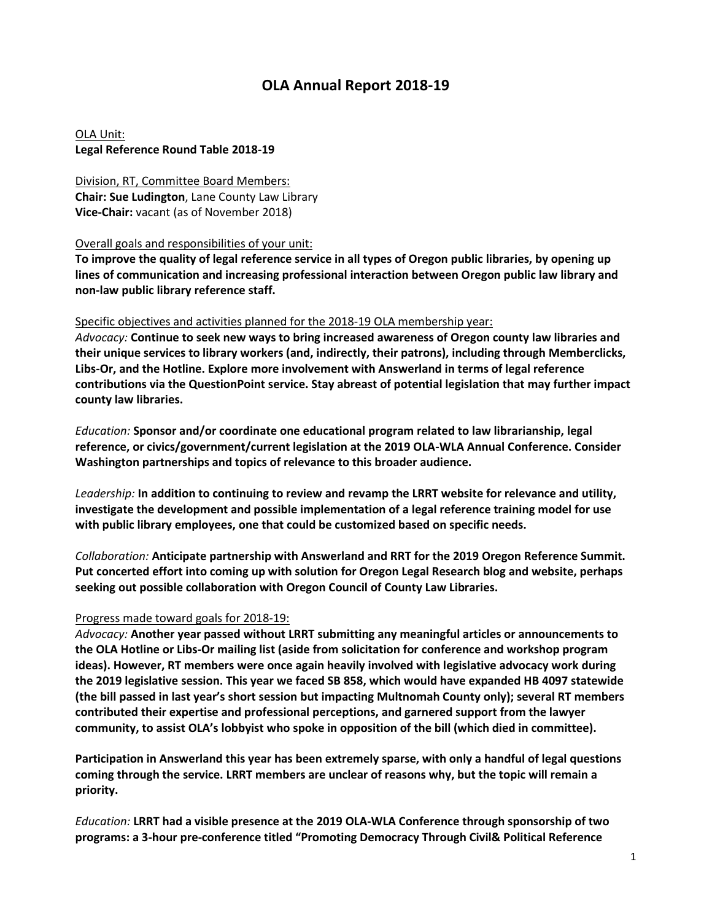# OLA Annual Report 2018-19

OLA Unit:
**Legal Reference Round Table 2018-19**

Division, RT, Committee Board Members:
**Chair: Sue Ludington**, Lane County Law Library
**Vice-Chair:** vacant (as of November 2018)

Overall goals and responsibilities of your unit:
**To improve the quality of legal reference service in all types of Oregon public libraries, by opening up lines of communication and increasing professional interaction between Oregon public law library and non-law public library reference staff.**

Specific objectives and activities planned for the 2018-19 OLA membership year:
*Advocacy:* **Continue to seek new ways to bring increased awareness of Oregon county law libraries and their unique services to library workers (and, indirectly, their patrons), including through Memberclicks, Libs-Or, and the Hotline. Explore more involvement with Answerland in terms of legal reference contributions via the QuestionPoint service. Stay abreast of potential legislation that may further impact county law libraries.**

*Education:* **Sponsor and/or coordinate one educational program related to law librarianship, legal reference, or civics/government/current legislation at the 2019 OLA-WLA Annual Conference. Consider Washington partnerships and topics of relevance to this broader audience.**

*Leadership:* **In addition to continuing to review and revamp the LRRT website for relevance and utility, investigate the development and possible implementation of a legal reference training model for use with public library employees, one that could be customized based on specific needs.**

*Collaboration:* **Anticipate partnership with Answerland and RRT for the 2019 Oregon Reference Summit. Put concerted effort into coming up with solution for Oregon Legal Research blog and website, perhaps seeking out possible collaboration with Oregon Council of County Law Libraries.**

Progress made toward goals for 2018-19:
*Advocacy:* **Another year passed without LRRT submitting any meaningful articles or announcements to the OLA Hotline or Libs-Or mailing list (aside from solicitation for conference and workshop program ideas). However, RT members were once again heavily involved with legislative advocacy work during the 2019 legislative session. This year we faced SB 858, which would have expanded HB 4097 statewide (the bill passed in last year's short session but impacting Multnomah County only); several RT members contributed their expertise and professional perceptions, and garnered support from the lawyer community, to assist OLA's lobbyist who spoke in opposition of the bill (which died in committee).**

**Participation in Answerland this year has been extremely sparse, with only a handful of legal questions coming through the service. LRRT members are unclear of reasons why, but the topic will remain a priority.**

*Education:* **LRRT had a visible presence at the 2019 OLA-WLA Conference through sponsorship of two programs: a 3-hour pre-conference titled "Promoting Democracy Through Civil& Political Reference**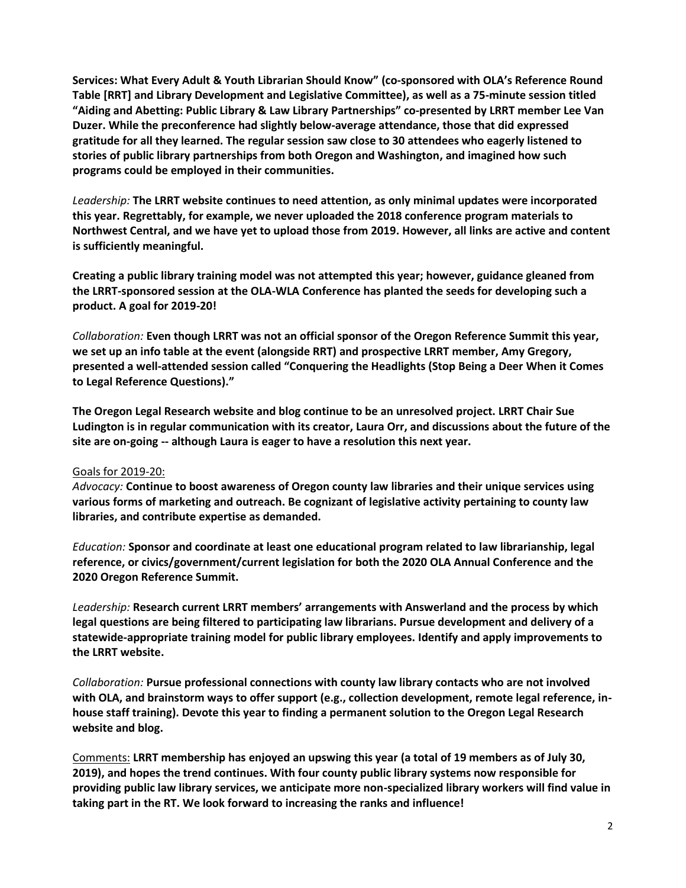**Services: What Every Adult & Youth Librarian Should Know" (co-sponsored with OLA's Reference Round Table [RRT] and Library Development and Legislative Committee), as well as a 75-minute session titled "Aiding and Abetting: Public Library & Law Library Partnerships" co-presented by LRRT member Lee Van Duzer. While the preconference had slightly below-average attendance, those that did expressed gratitude for all they learned. The regular session saw close to 30 attendees who eagerly listened to stories of public library partnerships from both Oregon and Washington, and imagined how such programs could be employed in their communities.**

*Leadership:* **The LRRT website continues to need attention, as only minimal updates were incorporated this year. Regrettably, for example, we never uploaded the 2018 conference program materials to Northwest Central, and we have yet to upload those from 2019. However, all links are active and content is sufficiently meaningful.**

**Creating a public library training model was not attempted this year; however, guidance gleaned from the LRRT-sponsored session at the OLA-WLA Conference has planted the seeds for developing such a product. A goal for 2019-20!**

*Collaboration:* **Even though LRRT was not an official sponsor of the Oregon Reference Summit this year, we set up an info table at the event (alongside RRT) and prospective LRRT member, Amy Gregory, presented a well-attended session called "Conquering the Headlights (Stop Being a Deer When it Comes to Legal Reference Questions)."**

**The Oregon Legal Research website and blog continue to be an unresolved project. LRRT Chair Sue Ludington is in regular communication with its creator, Laura Orr, and discussions about the future of the site are on-going -- although Laura is eager to have a resolution this next year.**

<u>Goals for 2019-20:</u>

*Advocacy:* **Continue to boost awareness of Oregon county law libraries and their unique services using various forms of marketing and outreach. Be cognizant of legislative activity pertaining to county law libraries, and contribute expertise as demanded.**

*Education:* **Sponsor and coordinate at least one educational program related to law librarianship, legal reference, or civics/government/current legislation for both the 2020 OLA Annual Conference and the 2020 Oregon Reference Summit.**

*Leadership:* **Research current LRRT members' arrangements with Answerland and the process by which legal questions are being filtered to participating law librarians. Pursue development and delivery of a statewide-appropriate training model for public library employees. Identify and apply improvements to the LRRT website.**

*Collaboration:* **Pursue professional connections with county law library contacts who are not involved with OLA, and brainstorm ways to offer support (e.g., collection development, remote legal reference, in-house staff training). Devote this year to finding a permanent solution to the Oregon Legal Research website and blog.**

<u>Comments:</u> **LRRT membership has enjoyed an upswing this year (a total of 19 members as of July 30, 2019), and hopes the trend continues. With four county public library systems now responsible for providing public law library services, we anticipate more non-specialized library workers will find value in taking part in the RT. We look forward to increasing the ranks and influence!**